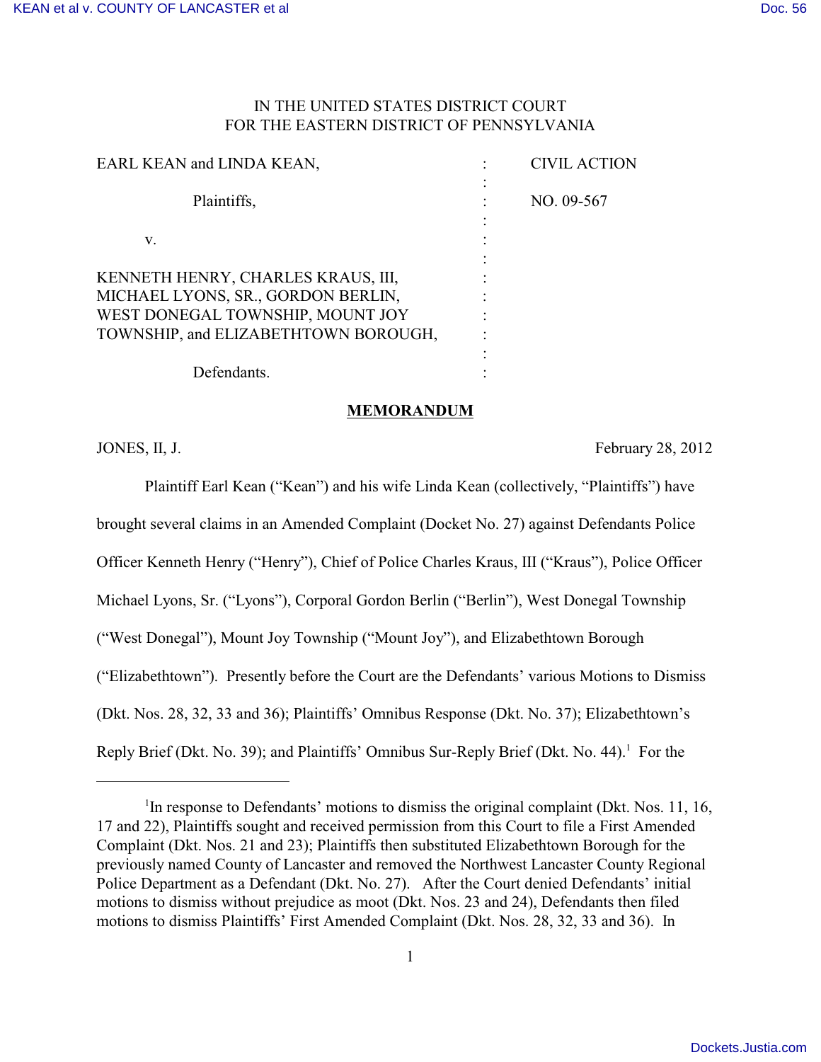IN THE UNITED STATES DISTRICT COURT
FOR THE EASTERN DISTRICT OF PENNSYLVANIA

| | | |
|---|---|---|
| EARL KEAN and LINDA KEAN, | : | CIVIL ACTION |
| Plaintiffs, | : | NO. 09-567 |
| v. | : | |
| KENNETH HENRY, CHARLES KRAUS, III, MICHAEL LYONS, SR., GORDON BERLIN, WEST DONEGAL TOWNSHIP, MOUNT JOY TOWNSHIP, and ELIZABETHTOWN BOROUGH, | : | |
| Defendants. | : | |

## MEMORANDUM

JONES, II, J. February 28, 2012

Plaintiff Earl Kean ("Kean") and his wife Linda Kean (collectively, "Plaintiffs") have brought several claims in an Amended Complaint (Docket No. 27) against Defendants Police Officer Kenneth Henry ("Henry"), Chief of Police Charles Kraus, III ("Kraus"), Police Officer Michael Lyons, Sr. ("Lyons"), Corporal Gordon Berlin ("Berlin"), West Donegal Township ("West Donegal"), Mount Joy Township ("Mount Joy"), and Elizabethtown Borough ("Elizabethtown"). Presently before the Court are the Defendants' various Motions to Dismiss (Dkt. Nos. 28, 32, 33 and 36); Plaintiffs' Omnibus Response (Dkt. No. 37); Elizabethtown's Reply Brief (Dkt. No. 39); and Plaintiffs' Omnibus Sur-Reply Brief (Dkt. No. 44).[1] For the

[1] In response to Defendants' motions to dismiss the original complaint (Dkt. Nos. 11, 16, 17 and 22), Plaintiffs sought and received permission from this Court to file a First Amended Complaint (Dkt. Nos. 21 and 23); Plaintiffs then substituted Elizabethtown Borough for the previously named County of Lancaster and removed the Northwest Lancaster County Regional Police Department as a Defendant (Dkt. No. 27). After the Court denied Defendants' initial motions to dismiss without prejudice as moot (Dkt. Nos. 23 and 24), Defendants then filed motions to dismiss Plaintiffs' First Amended Complaint (Dkt. Nos. 28, 32, 33 and 36). In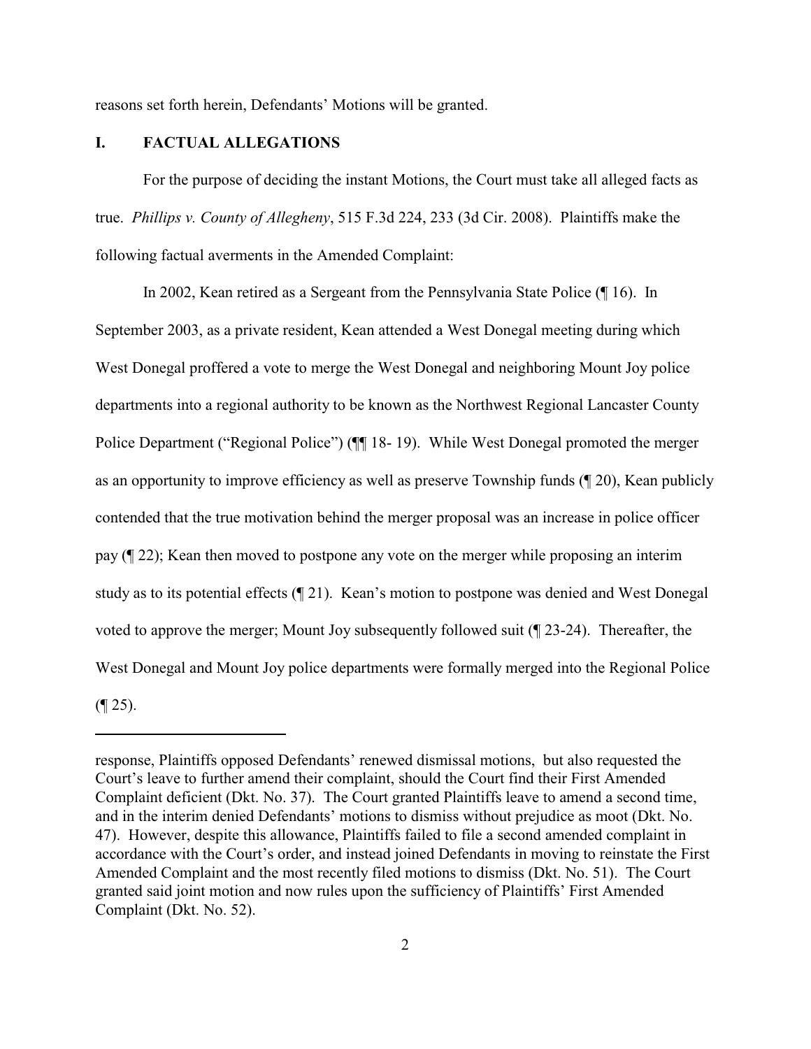reasons set forth herein, Defendants' Motions will be granted.

## I. FACTUAL ALLEGATIONS

For the purpose of deciding the instant Motions, the Court must take all alleged facts as true. *Phillips v. County of Allegheny*, 515 F.3d 224, 233 (3d Cir. 2008). Plaintiffs make the following factual averments in the Amended Complaint:

In 2002, Kean retired as a Sergeant from the Pennsylvania State Police (¶ 16). In September 2003, as a private resident, Kean attended a West Donegal meeting during which West Donegal proffered a vote to merge the West Donegal and neighboring Mount Joy police departments into a regional authority to be known as the Northwest Regional Lancaster County Police Department ("Regional Police") (¶¶ 18- 19). While West Donegal promoted the merger as an opportunity to improve efficiency as well as preserve Township funds (¶ 20), Kean publicly contended that the true motivation behind the merger proposal was an increase in police officer pay (¶ 22); Kean then moved to postpone any vote on the merger while proposing an interim study as to its potential effects (¶ 21). Kean's motion to postpone was denied and West Donegal voted to approve the merger; Mount Joy subsequently followed suit (¶ 23-24). Thereafter, the West Donegal and Mount Joy police departments were formally merged into the Regional Police (¶ 25).

---

response, Plaintiffs opposed Defendants' renewed dismissal motions, but also requested the Court's leave to further amend their complaint, should the Court find their First Amended Complaint deficient (Dkt. No. 37). The Court granted Plaintiffs leave to amend a second time, and in the interim denied Defendants' motions to dismiss without prejudice as moot (Dkt. No. 47). However, despite this allowance, Plaintiffs failed to file a second amended complaint in accordance with the Court's order, and instead joined Defendants in moving to reinstate the First Amended Complaint and the most recently filed motions to dismiss (Dkt. No. 51). The Court granted said joint motion and now rules upon the sufficiency of Plaintiffs' First Amended Complaint (Dkt. No. 52).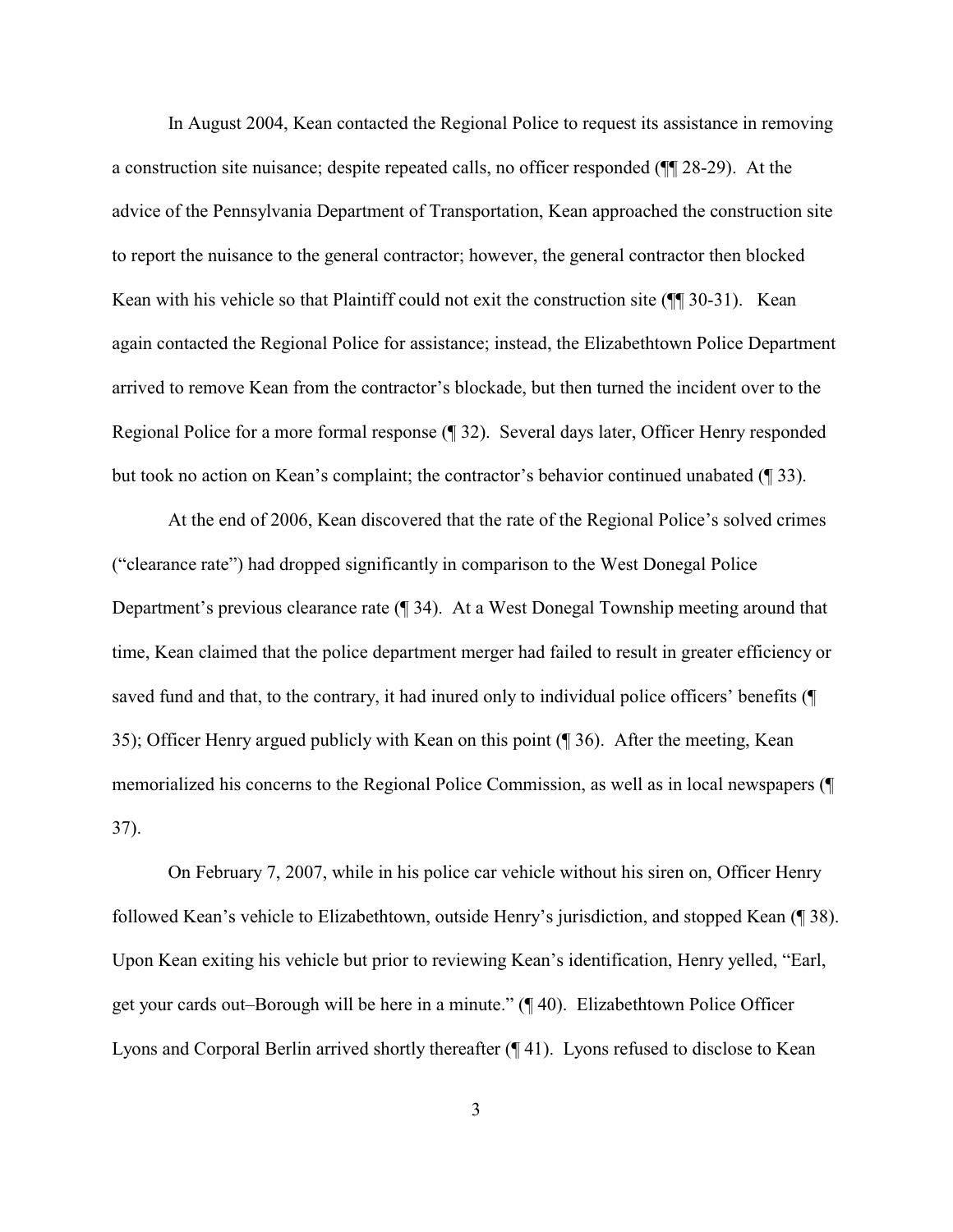In August 2004, Kean contacted the Regional Police to request its assistance in removing a construction site nuisance; despite repeated calls, no officer responded (¶¶ 28-29). At the advice of the Pennsylvania Department of Transportation, Kean approached the construction site to report the nuisance to the general contractor; however, the general contractor then blocked Kean with his vehicle so that Plaintiff could not exit the construction site (¶¶ 30-31). Kean again contacted the Regional Police for assistance; instead, the Elizabethtown Police Department arrived to remove Kean from the contractor's blockade, but then turned the incident over to the Regional Police for a more formal response (¶ 32). Several days later, Officer Henry responded but took no action on Kean's complaint; the contractor's behavior continued unabated (¶ 33).

At the end of 2006, Kean discovered that the rate of the Regional Police's solved crimes ("clearance rate") had dropped significantly in comparison to the West Donegal Police Department's previous clearance rate (¶ 34). At a West Donegal Township meeting around that time, Kean claimed that the police department merger had failed to result in greater efficiency or saved fund and that, to the contrary, it had inured only to individual police officers' benefits (¶ 35); Officer Henry argued publicly with Kean on this point (¶ 36). After the meeting, Kean memorialized his concerns to the Regional Police Commission, as well as in local newspapers (¶ 37).

On February 7, 2007, while in his police car vehicle without his siren on, Officer Henry followed Kean's vehicle to Elizabethtown, outside Henry's jurisdiction, and stopped Kean (¶ 38). Upon Kean exiting his vehicle but prior to reviewing Kean's identification, Henry yelled, "Earl, get your cards out–Borough will be here in a minute." (¶ 40). Elizabethtown Police Officer Lyons and Corporal Berlin arrived shortly thereafter (¶ 41). Lyons refused to disclose to Kean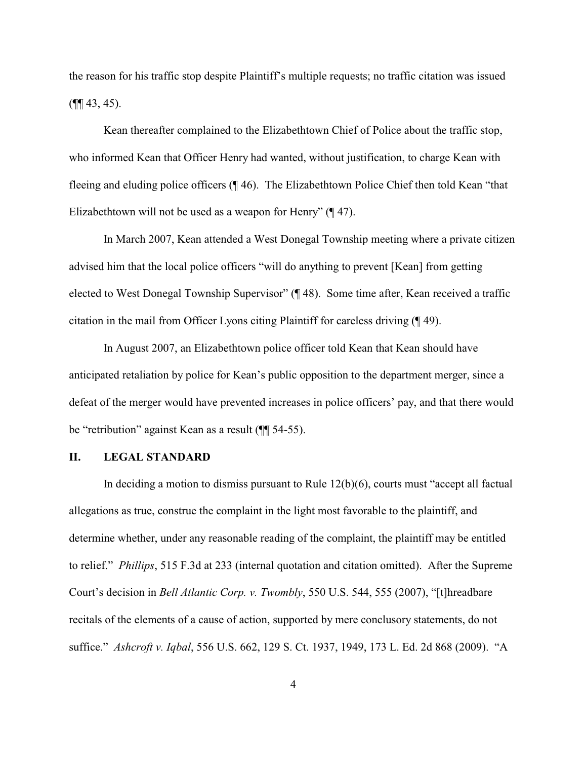the reason for his traffic stop despite Plaintiff's multiple requests; no traffic citation was issued (¶¶ 43, 45).

Kean thereafter complained to the Elizabethtown Chief of Police about the traffic stop, who informed Kean that Officer Henry had wanted, without justification, to charge Kean with fleeing and eluding police officers (¶ 46). The Elizabethtown Police Chief then told Kean "that Elizabethtown will not be used as a weapon for Henry" (¶ 47).

In March 2007, Kean attended a West Donegal Township meeting where a private citizen advised him that the local police officers "will do anything to prevent [Kean] from getting elected to West Donegal Township Supervisor" (¶ 48). Some time after, Kean received a traffic citation in the mail from Officer Lyons citing Plaintiff for careless driving (¶ 49).

In August 2007, an Elizabethtown police officer told Kean that Kean should have anticipated retaliation by police for Kean's public opposition to the department merger, since a defeat of the merger would have prevented increases in police officers' pay, and that there would be "retribution" against Kean as a result (¶¶ 54-55).

## II. LEGAL STANDARD

In deciding a motion to dismiss pursuant to Rule 12(b)(6), courts must "accept all factual allegations as true, construe the complaint in the light most favorable to the plaintiff, and determine whether, under any reasonable reading of the complaint, the plaintiff may be entitled to relief." *Phillips*, 515 F.3d at 233 (internal quotation and citation omitted). After the Supreme Court's decision in *Bell Atlantic Corp. v. Twombly*, 550 U.S. 544, 555 (2007), "[t]hreadbare recitals of the elements of a cause of action, supported by mere conclusory statements, do not suffice." *Ashcroft v. Iqbal*, 556 U.S. 662, 129 S. Ct. 1937, 1949, 173 L. Ed. 2d 868 (2009). "A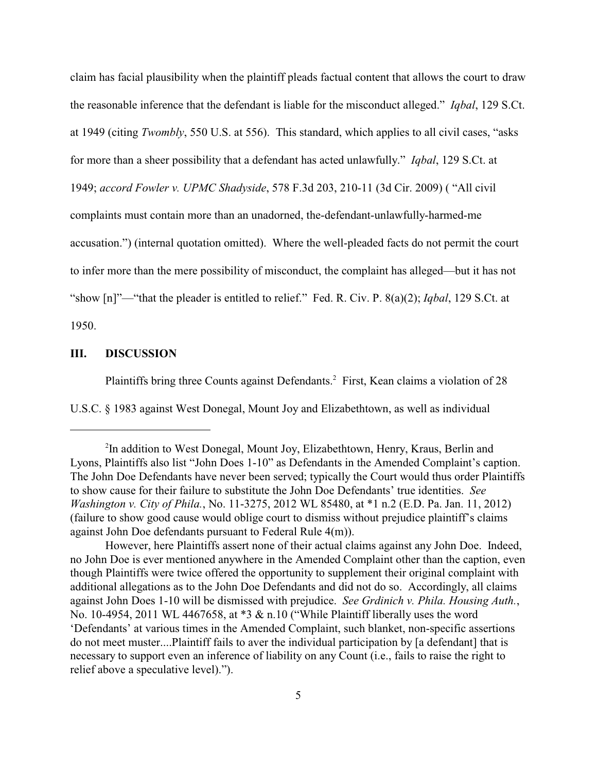claim has facial plausibility when the plaintiff pleads factual content that allows the court to draw the reasonable inference that the defendant is liable for the misconduct alleged." *Iqbal*, 129 S.Ct. at 1949 (citing *Twombly*, 550 U.S. at 556). This standard, which applies to all civil cases, "asks for more than a sheer possibility that a defendant has acted unlawfully." *Iqbal*, 129 S.Ct. at 1949; *accord Fowler v. UPMC Shadyside*, 578 F.3d 203, 210-11 (3d Cir. 2009) ( "All civil complaints must contain more than an unadorned, the-defendant-unlawfully-harmed-me accusation.") (internal quotation omitted). Where the well-pleaded facts do not permit the court to infer more than the mere possibility of misconduct, the complaint has alleged—but it has not "show [n]"—"that the pleader is entitled to relief." Fed. R. Civ. P. 8(a)(2); *Iqbal*, 129 S.Ct. at 1950.

## III. DISCUSSION

Plaintiffs bring three Counts against Defendants.[2] First, Kean claims a violation of 28 U.S.C. § 1983 against West Donegal, Mount Joy and Elizabethtown, as well as individual

---

[2]In addition to West Donegal, Mount Joy, Elizabethtown, Henry, Kraus, Berlin and Lyons, Plaintiffs also list "John Does 1-10" as Defendants in the Amended Complaint's caption. The John Doe Defendants have never been served; typically the Court would thus order Plaintiffs to show cause for their failure to substitute the John Doe Defendants' true identities. *See Washington v. City of Phila.*, No. 11-3275, 2012 WL 85480, at *1 n.2 (E.D. Pa. Jan. 11, 2012) (failure to show good cause would oblige court to dismiss without prejudice plaintiff's claims against John Doe defendants pursuant to Federal Rule 4(m)).

However, here Plaintiffs assert none of their actual claims against any John Doe. Indeed, no John Doe is ever mentioned anywhere in the Amended Complaint other than the caption, even though Plaintiffs were twice offered the opportunity to supplement their original complaint with additional allegations as to the John Doe Defendants and did not do so. Accordingly, all claims against John Does 1-10 will be dismissed with prejudice. *See Grdinich v. Phila. Housing Auth.*, No. 10-4954, 2011 WL 4467658, at *3 & n.10 ("While Plaintiff liberally uses the word 'Defendants' at various times in the Amended Complaint, such blanket, non-specific assertions do not meet muster....Plaintiff fails to aver the individual participation by [a defendant] that is necessary to support even an inference of liability on any Count (i.e., fails to raise the right to relief above a speculative level).").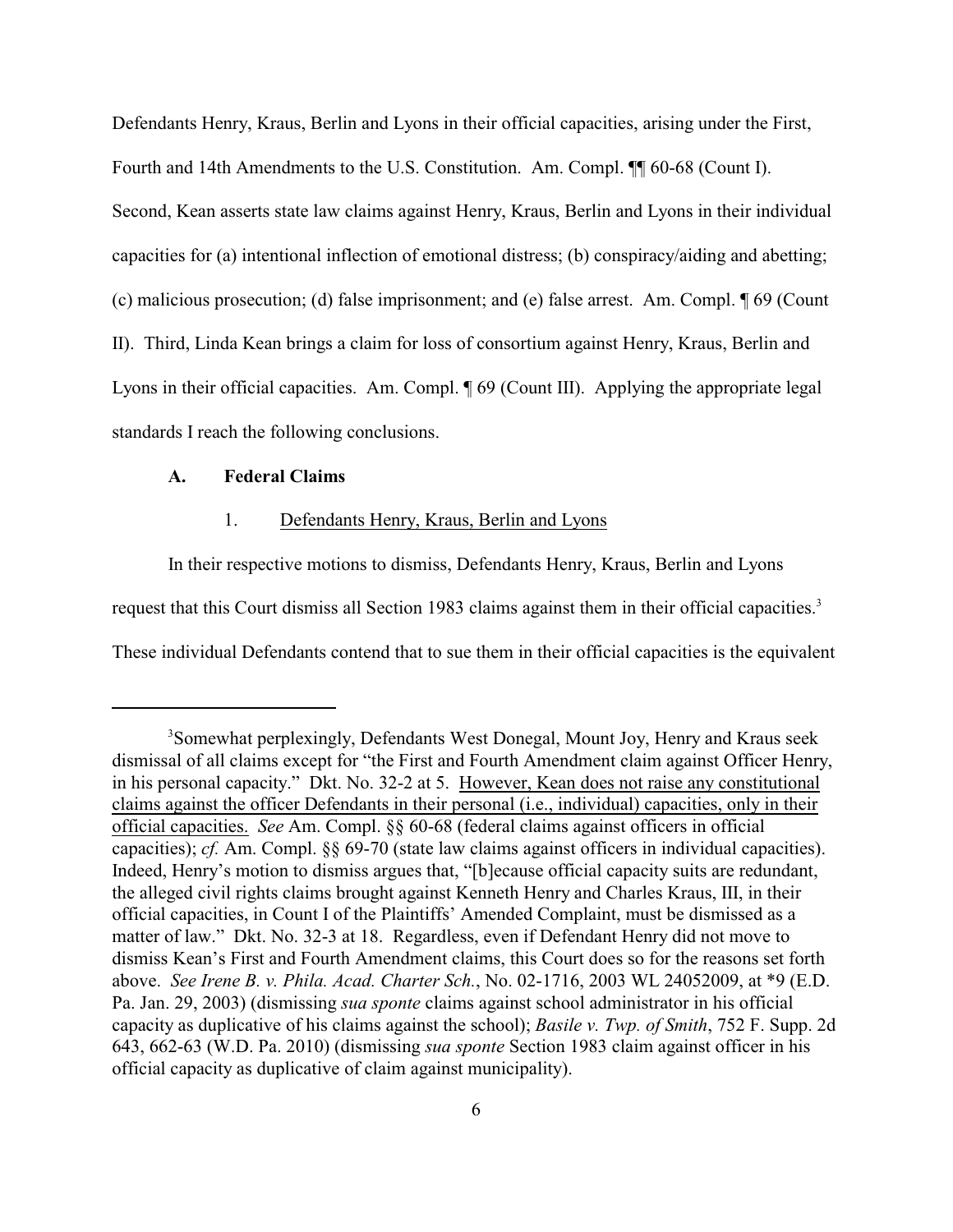Defendants Henry, Kraus, Berlin and Lyons in their official capacities, arising under the First, Fourth and 14th Amendments to the U.S. Constitution. Am. Compl. ¶¶ 60-68 (Count I). Second, Kean asserts state law claims against Henry, Kraus, Berlin and Lyons in their individual capacities for (a) intentional inflection of emotional distress; (b) conspiracy/aiding and abetting; (c) malicious prosecution; (d) false imprisonment; and (e) false arrest. Am. Compl. ¶ 69 (Count II). Third, Linda Kean brings a claim for loss of consortium against Henry, Kraus, Berlin and Lyons in their official capacities. Am. Compl. ¶ 69 (Count III). Applying the appropriate legal standards I reach the following conclusions.

### A. Federal Claims

#### 1. Defendants Henry, Kraus, Berlin and Lyons

In their respective motions to dismiss, Defendants Henry, Kraus, Berlin and Lyons request that this Court dismiss all Section 1983 claims against them in their official capacities.[3] These individual Defendants contend that to sue them in their official capacities is the equivalent

---

[3] Somewhat perplexingly, Defendants West Donegal, Mount Joy, Henry and Kraus seek dismissal of all claims except for "the First and Fourth Amendment claim against Officer Henry, in his personal capacity." Dkt. No. 32-2 at 5. <u>However, Kean does not raise any constitutional claims against the officer Defendants in their personal (i.e., individual) capacities, only in their official capacities.</u> *See* Am. Compl. §§ 60-68 (federal claims against officers in official capacities); *cf.* Am. Compl. §§ 69-70 (state law claims against officers in individual capacities). Indeed, Henry's motion to dismiss argues that, "[b]ecause official capacity suits are redundant, the alleged civil rights claims brought against Kenneth Henry and Charles Kraus, III, in their official capacities, in Count I of the Plaintiffs' Amended Complaint, must be dismissed as a matter of law." Dkt. No. 32-3 at 18. Regardless, even if Defendant Henry did not move to dismiss Kean's First and Fourth Amendment claims, this Court does so for the reasons set forth above. *See Irene B. v. Phila. Acad. Charter Sch.*, No. 02-1716, 2003 WL 24052009, at *9 (E.D. Pa. Jan. 29, 2003) (dismissing *sua sponte* claims against school administrator in his official capacity as duplicative of his claims against the school); *Basile v. Twp. of Smith*, 752 F. Supp. 2d 643, 662-63 (W.D. Pa. 2010) (dismissing *sua sponte* Section 1983 claim against officer in his official capacity as duplicative of claim against municipality).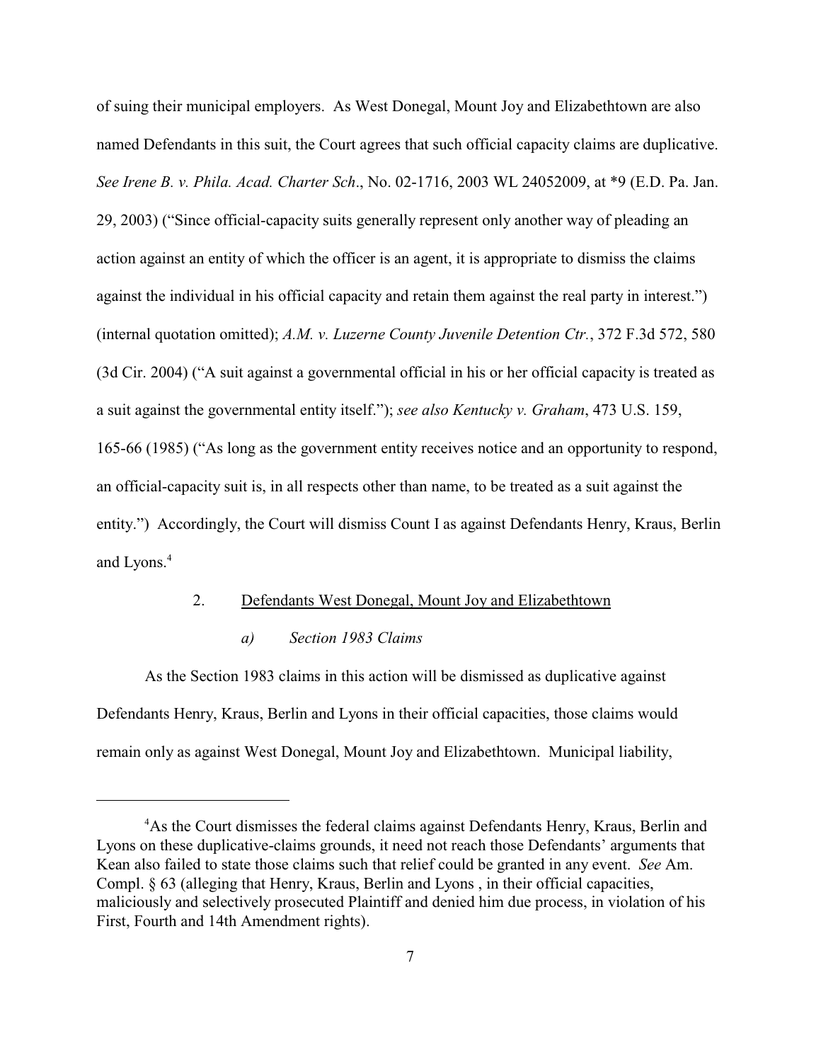of suing their municipal employers. As West Donegal, Mount Joy and Elizabethtown are also named Defendants in this suit, the Court agrees that such official capacity claims are duplicative. *See Irene B. v. Phila. Acad. Charter Sch*., No. 02-1716, 2003 WL 24052009, at *9 (E.D. Pa. Jan. 29, 2003) ("Since official-capacity suits generally represent only another way of pleading an action against an entity of which the officer is an agent, it is appropriate to dismiss the claims against the individual in his official capacity and retain them against the real party in interest.") (internal quotation omitted); *A.M. v. Luzerne County Juvenile Detention Ctr.*, 372 F.3d 572, 580 (3d Cir. 2004) ("A suit against a governmental official in his or her official capacity is treated as a suit against the governmental entity itself."); *see also Kentucky v. Graham*, 473 U.S. 159, 165-66 (1985) ("As long as the government entity receives notice and an opportunity to respond, an official-capacity suit is, in all respects other than name, to be treated as a suit against the entity.") Accordingly, the Court will dismiss Count I as against Defendants Henry, Kraus, Berlin and Lyons.[4]

2. Defendants West Donegal, Mount Joy and Elizabethtown

*a) Section 1983 Claims*

As the Section 1983 claims in this action will be dismissed as duplicative against Defendants Henry, Kraus, Berlin and Lyons in their official capacities, those claims would remain only as against West Donegal, Mount Joy and Elizabethtown. Municipal liability,

[4]As the Court dismisses the federal claims against Defendants Henry, Kraus, Berlin and Lyons on these duplicative-claims grounds, it need not reach those Defendants' arguments that Kean also failed to state those claims such that relief could be granted in any event. *See* Am. Compl. § 63 (alleging that Henry, Kraus, Berlin and Lyons , in their official capacities, maliciously and selectively prosecuted Plaintiff and denied him due process, in violation of his First, Fourth and 14th Amendment rights).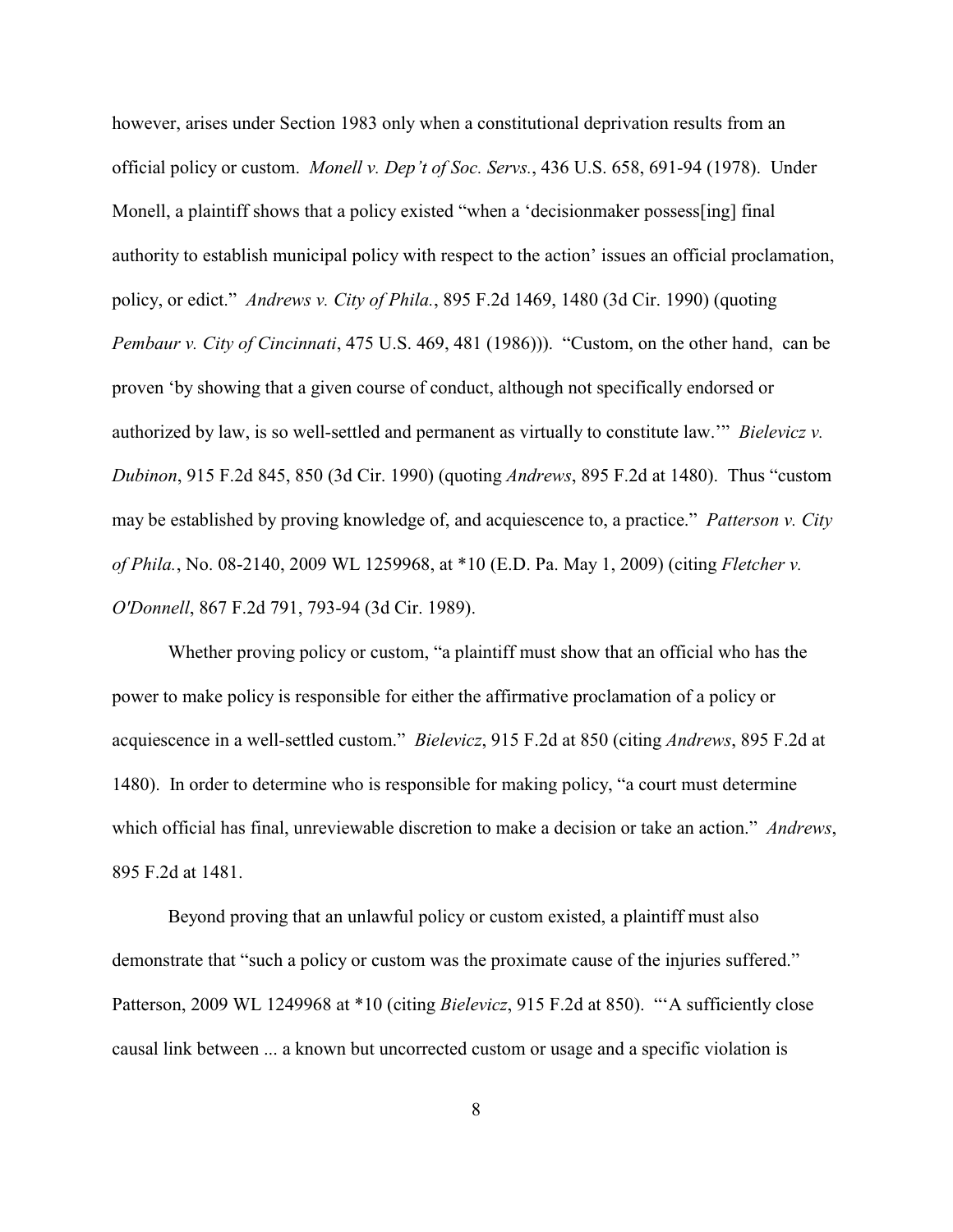however, arises under Section 1983 only when a constitutional deprivation results from an official policy or custom. *Monell v. Dep't of Soc. Servs.*, 436 U.S. 658, 691-94 (1978). Under Monell, a plaintiff shows that a policy existed "when a 'decisionmaker possess[ing] final authority to establish municipal policy with respect to the action' issues an official proclamation, policy, or edict." *Andrews v. City of Phila.*, 895 F.2d 1469, 1480 (3d Cir. 1990) (quoting *Pembaur v. City of Cincinnati*, 475 U.S. 469, 481 (1986))). "Custom, on the other hand, can be proven 'by showing that a given course of conduct, although not specifically endorsed or authorized by law, is so well-settled and permanent as virtually to constitute law.'" *Bielevicz v. Dubinon*, 915 F.2d 845, 850 (3d Cir. 1990) (quoting *Andrews*, 895 F.2d at 1480). Thus "custom may be established by proving knowledge of, and acquiescence to, a practice." *Patterson v. City of Phila.*, No. 08-2140, 2009 WL 1259968, at *10 (E.D. Pa. May 1, 2009) (citing *Fletcher v. O'Donnell*, 867 F.2d 791, 793-94 (3d Cir. 1989).

Whether proving policy or custom, "a plaintiff must show that an official who has the power to make policy is responsible for either the affirmative proclamation of a policy or acquiescence in a well-settled custom." *Bielevicz*, 915 F.2d at 850 (citing *Andrews*, 895 F.2d at 1480). In order to determine who is responsible for making policy, "a court must determine which official has final, unreviewable discretion to make a decision or take an action." *Andrews*, 895 F.2d at 1481.

Beyond proving that an unlawful policy or custom existed, a plaintiff must also demonstrate that "such a policy or custom was the proximate cause of the injuries suffered." Patterson, 2009 WL 1249968 at *10 (citing *Bielevicz*, 915 F.2d at 850). "'A sufficiently close causal link between ... a known but uncorrected custom or usage and a specific violation is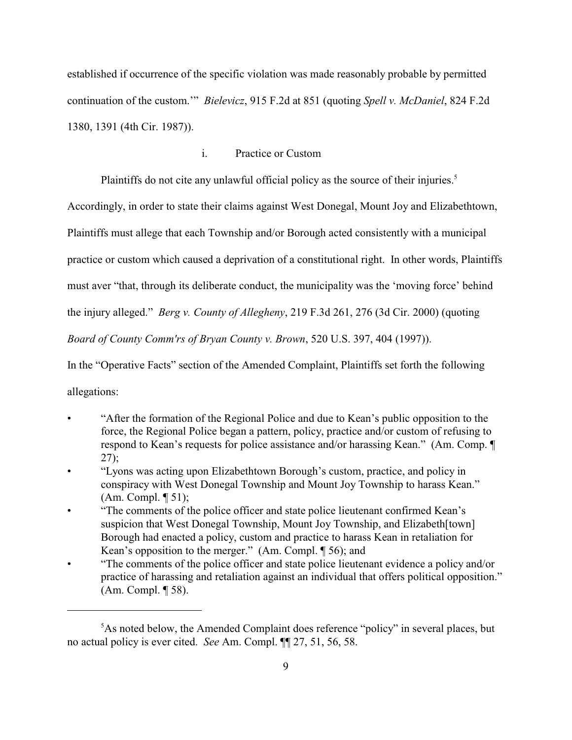established if occurrence of the specific violation was made reasonably probable by permitted continuation of the custom.'" *Bielevicz*, 915 F.2d at 851 (quoting *Spell v. McDaniel*, 824 F.2d 1380, 1391 (4th Cir. 1987)).

i. Practice or Custom

Plaintiffs do not cite any unlawful official policy as the source of their injuries.[5] Accordingly, in order to state their claims against West Donegal, Mount Joy and Elizabethtown, Plaintiffs must allege that each Township and/or Borough acted consistently with a municipal practice or custom which caused a deprivation of a constitutional right. In other words, Plaintiffs must aver "that, through its deliberate conduct, the municipality was the 'moving force' behind the injury alleged." *Berg v. County of Allegheny*, 219 F.3d 261, 276 (3d Cir. 2000) (quoting *Board of County Comm'rs of Bryan County v. Brown*, 520 U.S. 397, 404 (1997)).

In the "Operative Facts" section of the Amended Complaint, Plaintiffs set forth the following allegations:

- "After the formation of the Regional Police and due to Kean's public opposition to the force, the Regional Police began a pattern, policy, practice and/or custom of refusing to respond to Kean's requests for police assistance and/or harassing Kean." (Am. Comp. ¶ 27);
- "Lyons was acting upon Elizabethtown Borough's custom, practice, and policy in conspiracy with West Donegal Township and Mount Joy Township to harass Kean." (Am. Compl. ¶ 51);
- "The comments of the police officer and state police lieutenant confirmed Kean's suspicion that West Donegal Township, Mount Joy Township, and Elizabeth[town] Borough had enacted a policy, custom and practice to harass Kean in retaliation for Kean's opposition to the merger." (Am. Compl. ¶ 56); and
- "The comments of the police officer and state police lieutenant evidence a policy and/or practice of harassing and retaliation against an individual that offers political opposition." (Am. Compl. ¶ 58).

---

[5]As noted below, the Amended Complaint does reference "policy" in several places, but no actual policy is ever cited. *See* Am. Compl. ¶¶ 27, 51, 56, 58.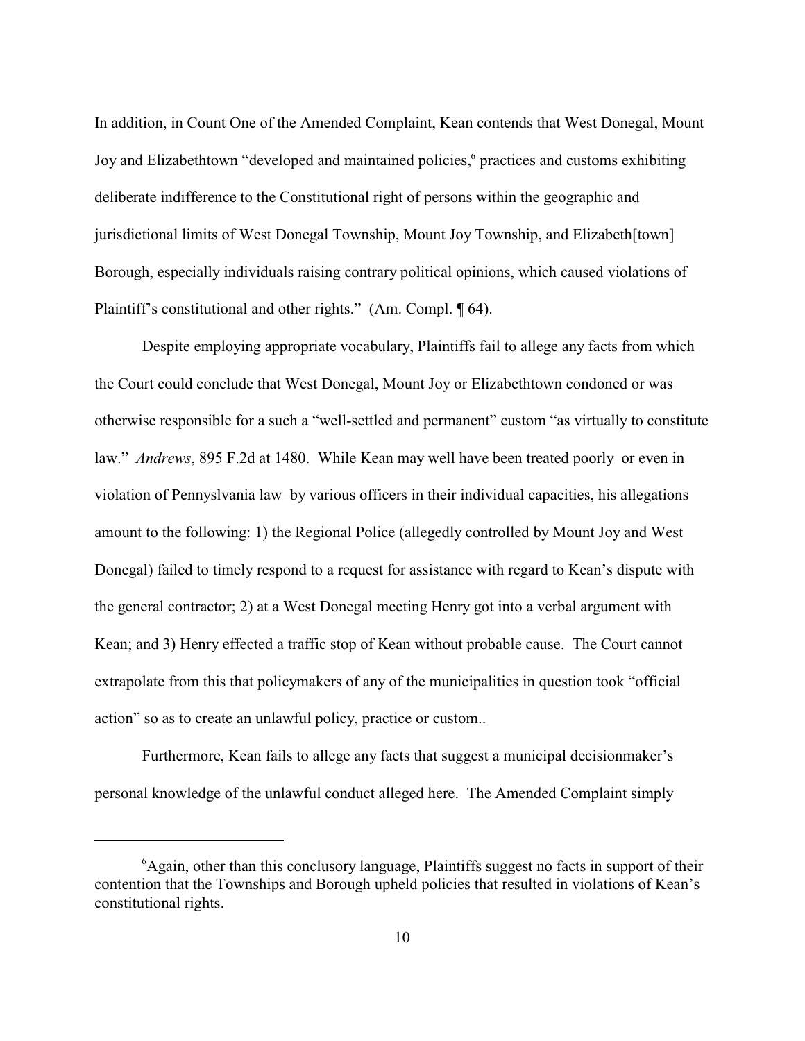In addition, in Count One of the Amended Complaint, Kean contends that West Donegal, Mount Joy and Elizabethtown "developed and maintained policies,[6] practices and customs exhibiting deliberate indifference to the Constitutional right of persons within the geographic and jurisdictional limits of West Donegal Township, Mount Joy Township, and Elizabeth[town] Borough, especially individuals raising contrary political opinions, which caused violations of Plaintiff's constitutional and other rights." (Am. Compl. ¶ 64).

Despite employing appropriate vocabulary, Plaintiffs fail to allege any facts from which the Court could conclude that West Donegal, Mount Joy or Elizabethtown condoned or was otherwise responsible for a such a "well-settled and permanent" custom "as virtually to constitute law." *Andrews*, 895 F.2d at 1480. While Kean may well have been treated poorly–or even in violation of Pennyslvania law–by various officers in their individual capacities, his allegations amount to the following: 1) the Regional Police (allegedly controlled by Mount Joy and West Donegal) failed to timely respond to a request for assistance with regard to Kean's dispute with the general contractor; 2) at a West Donegal meeting Henry got into a verbal argument with Kean; and 3) Henry effected a traffic stop of Kean without probable cause. The Court cannot extrapolate from this that policymakers of any of the municipalities in question took "official action" so as to create an unlawful policy, practice or custom..

Furthermore, Kean fails to allege any facts that suggest a municipal decisionmaker's personal knowledge of the unlawful conduct alleged here. The Amended Complaint simply

---

[6] Again, other than this conclusory language, Plaintiffs suggest no facts in support of their contention that the Townships and Borough upheld policies that resulted in violations of Kean's constitutional rights.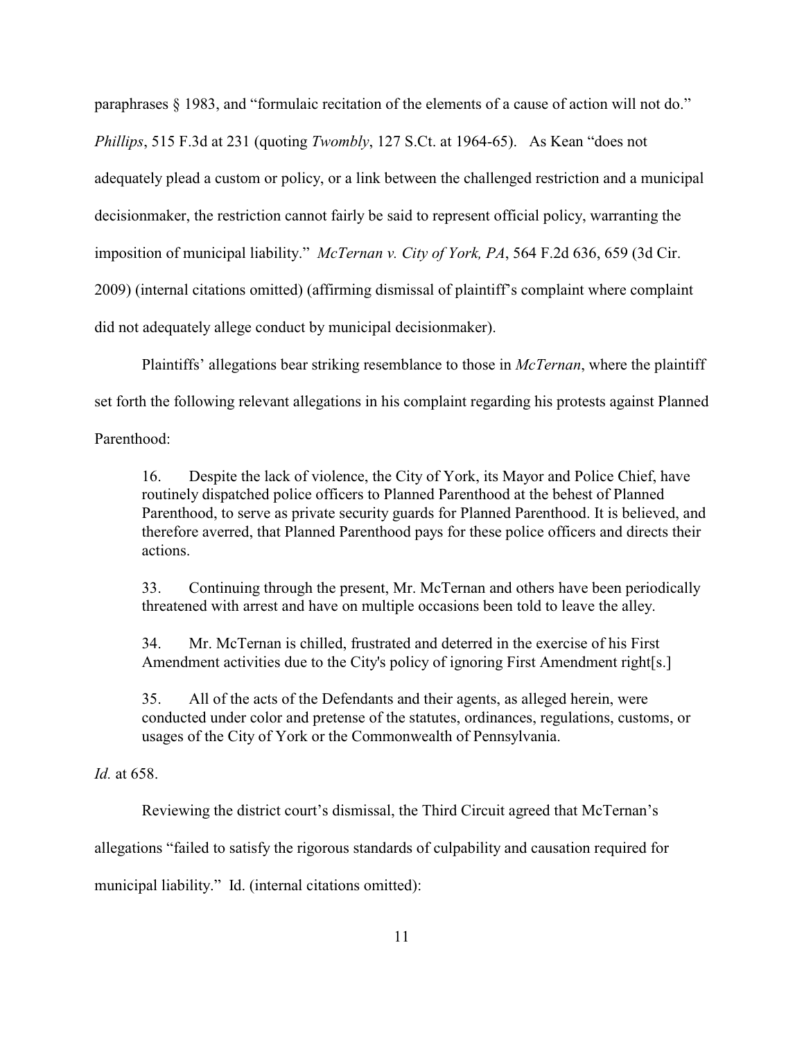paraphrases § 1983, and "formulaic recitation of the elements of a cause of action will not do." *Phillips*, 515 F.3d at 231 (quoting *Twombly*, 127 S.Ct. at 1964-65). As Kean "does not adequately plead a custom or policy, or a link between the challenged restriction and a municipal decisionmaker, the restriction cannot fairly be said to represent official policy, warranting the imposition of municipal liability." *McTernan v. City of York, PA*, 564 F.2d 636, 659 (3d Cir. 2009) (internal citations omitted) (affirming dismissal of plaintiff's complaint where complaint did not adequately allege conduct by municipal decisionmaker).

Plaintiffs' allegations bear striking resemblance to those in *McTernan*, where the plaintiff set forth the following relevant allegations in his complaint regarding his protests against Planned Parenthood:

> 16. Despite the lack of violence, the City of York, its Mayor and Police Chief, have routinely dispatched police officers to Planned Parenthood at the behest of Planned Parenthood, to serve as private security guards for Planned Parenthood. It is believed, and therefore averred, that Planned Parenthood pays for these police officers and directs their actions.
>
> 33. Continuing through the present, Mr. McTernan and others have been periodically threatened with arrest and have on multiple occasions been told to leave the alley.
>
> 34. Mr. McTernan is chilled, frustrated and deterred in the exercise of his First Amendment activities due to the City's policy of ignoring First Amendment right[s.]
>
> 35. All of the acts of the Defendants and their agents, as alleged herein, were conducted under color and pretense of the statutes, ordinances, regulations, customs, or usages of the City of York or the Commonwealth of Pennsylvania.

*Id.* at 658.

Reviewing the district court's dismissal, the Third Circuit agreed that McTernan's allegations "failed to satisfy the rigorous standards of culpability and causation required for municipal liability." Id. (internal citations omitted):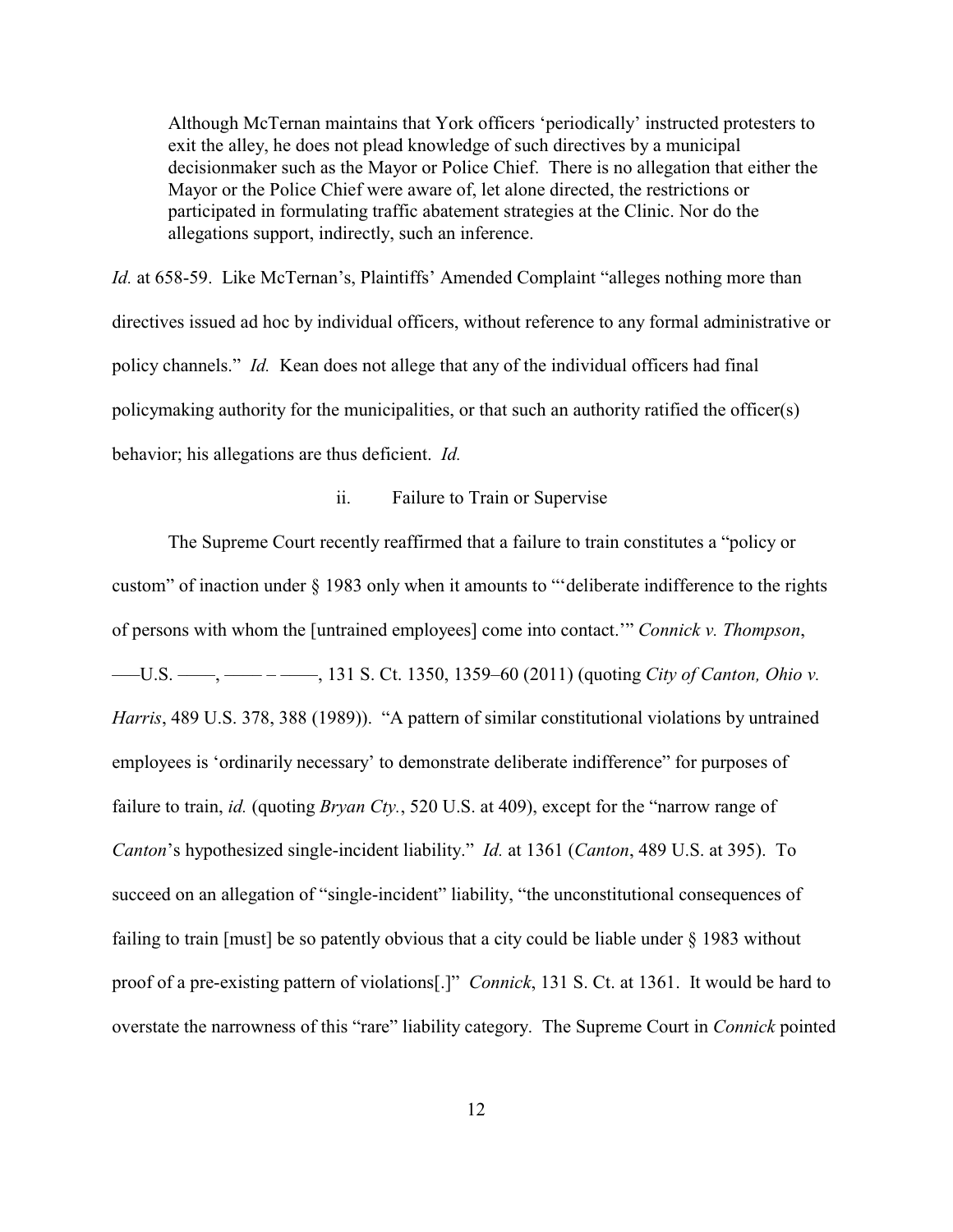> Although McTernan maintains that York officers 'periodically' instructed protesters to exit the alley, he does not plead knowledge of such directives by a municipal decisionmaker such as the Mayor or Police Chief. There is no allegation that either the Mayor or the Police Chief were aware of, let alone directed, the restrictions or participated in formulating traffic abatement strategies at the Clinic. Nor do the allegations support, indirectly, such an inference.

*Id.* at 658-59. Like McTernan's, Plaintiffs' Amended Complaint "alleges nothing more than directives issued ad hoc by individual officers, without reference to any formal administrative or policy channels." *Id.* Kean does not allege that any of the individual officers had final policymaking authority for the municipalities, or that such an authority ratified the officer(s) behavior; his allegations are thus deficient. *Id.*

ii. Failure to Train or Supervise

The Supreme Court recently reaffirmed that a failure to train constitutes a "policy or custom" of inaction under § 1983 only when it amounts to "'deliberate indifference to the rights of persons with whom the [untrained employees] come into contact.'" *Connick v. Thompson*, ––U.S. ––, –– – ––, 131 S. Ct. 1350, 1359–60 (2011) (quoting *City of Canton, Ohio v. Harris*, 489 U.S. 378, 388 (1989)). "A pattern of similar constitutional violations by untrained employees is 'ordinarily necessary' to demonstrate deliberate indifference" for purposes of failure to train, *id.* (quoting *Bryan Cty.*, 520 U.S. at 409), except for the "narrow range of *Canton*'s hypothesized single-incident liability." *Id.* at 1361 (*Canton*, 489 U.S. at 395). To succeed on an allegation of "single-incident" liability, "the unconstitutional consequences of failing to train [must] be so patently obvious that a city could be liable under § 1983 without proof of a pre-existing pattern of violations[.]" *Connick*, 131 S. Ct. at 1361. It would be hard to overstate the narrowness of this "rare" liability category. The Supreme Court in *Connick* pointed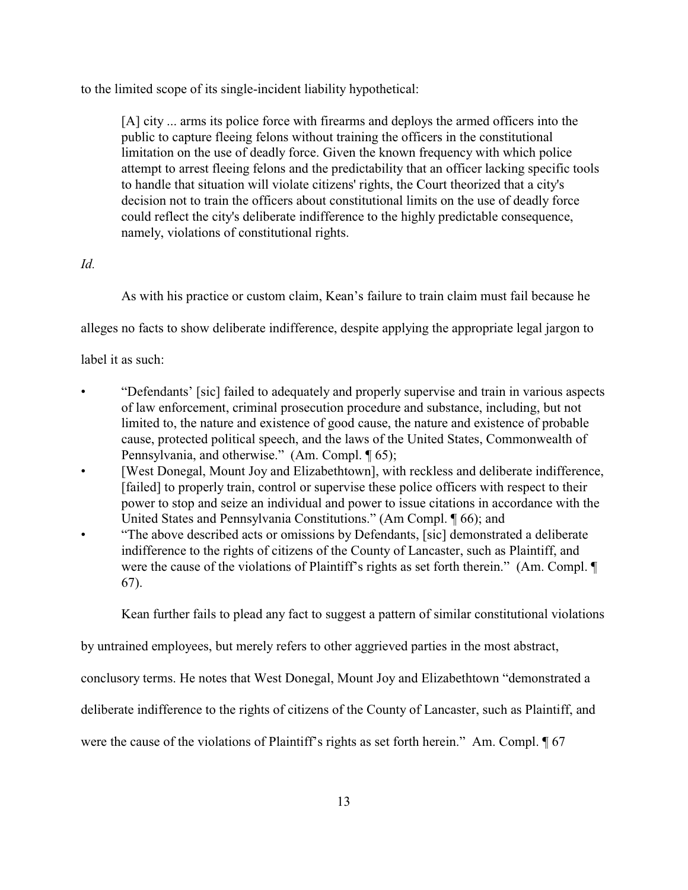to the limited scope of its single-incident liability hypothetical:

> [A] city ... arms its police force with firearms and deploys the armed officers into the public to capture fleeing felons without training the officers in the constitutional limitation on the use of deadly force. Given the known frequency with which police attempt to arrest fleeing felons and the predictability that an officer lacking specific tools to handle that situation will violate citizens' rights, the Court theorized that a city's decision not to train the officers about constitutional limits on the use of deadly force could reflect the city's deliberate indifference to the highly predictable consequence, namely, violations of constitutional rights.

*Id.*

As with his practice or custom claim, Kean's failure to train claim must fail because he alleges no facts to show deliberate indifference, despite applying the appropriate legal jargon to label it as such:

- "Defendants' [sic] failed to adequately and properly supervise and train in various aspects of law enforcement, criminal prosecution procedure and substance, including, but not limited to, the nature and existence of good cause, the nature and existence of probable cause, protected political speech, and the laws of the United States, Commonwealth of Pennsylvania, and otherwise." (Am. Compl. ¶ 65);
- [West Donegal, Mount Joy and Elizabethtown], with reckless and deliberate indifference, [failed] to properly train, control or supervise these police officers with respect to their power to stop and seize an individual and power to issue citations in accordance with the United States and Pennsylvania Constitutions." (Am Compl. ¶ 66); and
- "The above described acts or omissions by Defendants, [sic] demonstrated a deliberate indifference to the rights of citizens of the County of Lancaster, such as Plaintiff, and were the cause of the violations of Plaintiff's rights as set forth therein." (Am. Compl. ¶ 67).

Kean further fails to plead any fact to suggest a pattern of similar constitutional violations by untrained employees, but merely refers to other aggrieved parties in the most abstract, conclusory terms. He notes that West Donegal, Mount Joy and Elizabethtown "demonstrated a deliberate indifference to the rights of citizens of the County of Lancaster, such as Plaintiff, and were the cause of the violations of Plaintiff's rights as set forth herein." Am. Compl. ¶ 67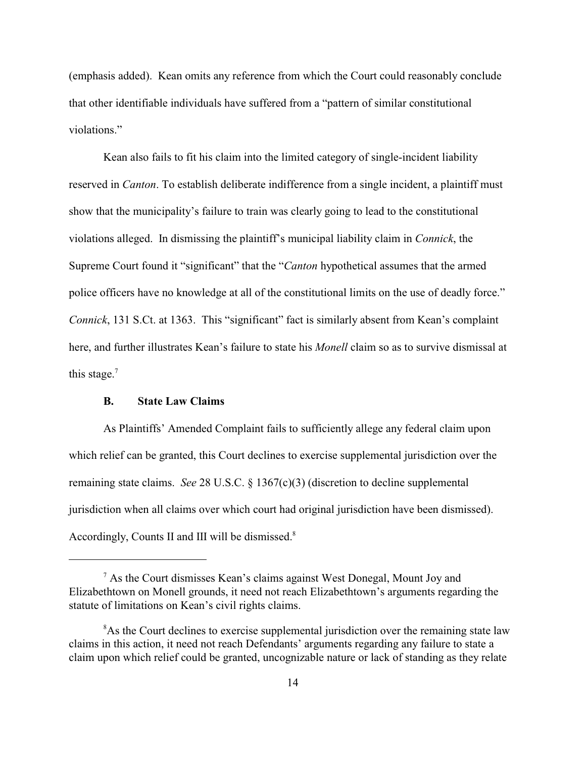(emphasis added). Kean omits any reference from which the Court could reasonably conclude that other identifiable individuals have suffered from a "pattern of similar constitutional violations."

Kean also fails to fit his claim into the limited category of single-incident liability reserved in *Canton*. To establish deliberate indifference from a single incident, a plaintiff must show that the municipality's failure to train was clearly going to lead to the constitutional violations alleged. In dismissing the plaintiff's municipal liability claim in *Connick*, the Supreme Court found it "significant" that the "*Canton* hypothetical assumes that the armed police officers have no knowledge at all of the constitutional limits on the use of deadly force." *Connick*, 131 S.Ct. at 1363. This "significant" fact is similarly absent from Kean's complaint here, and further illustrates Kean's failure to state his *Monell* claim so as to survive dismissal at this stage.[7]

### B. State Law Claims

As Plaintiffs' Amended Complaint fails to sufficiently allege any federal claim upon which relief can be granted, this Court declines to exercise supplemental jurisdiction over the remaining state claims. *See* 28 U.S.C. § 1367(c)(3) (discretion to decline supplemental jurisdiction when all claims over which court had original jurisdiction have been dismissed). Accordingly, Counts II and III will be dismissed.[8]

---

[7] As the Court dismisses Kean's claims against West Donegal, Mount Joy and Elizabethtown on Monell grounds, it need not reach Elizabethtown's arguments regarding the statute of limitations on Kean's civil rights claims.

[8] As the Court declines to exercise supplemental jurisdiction over the remaining state law claims in this action, it need not reach Defendants' arguments regarding any failure to state a claim upon which relief could be granted, uncognizable nature or lack of standing as they relate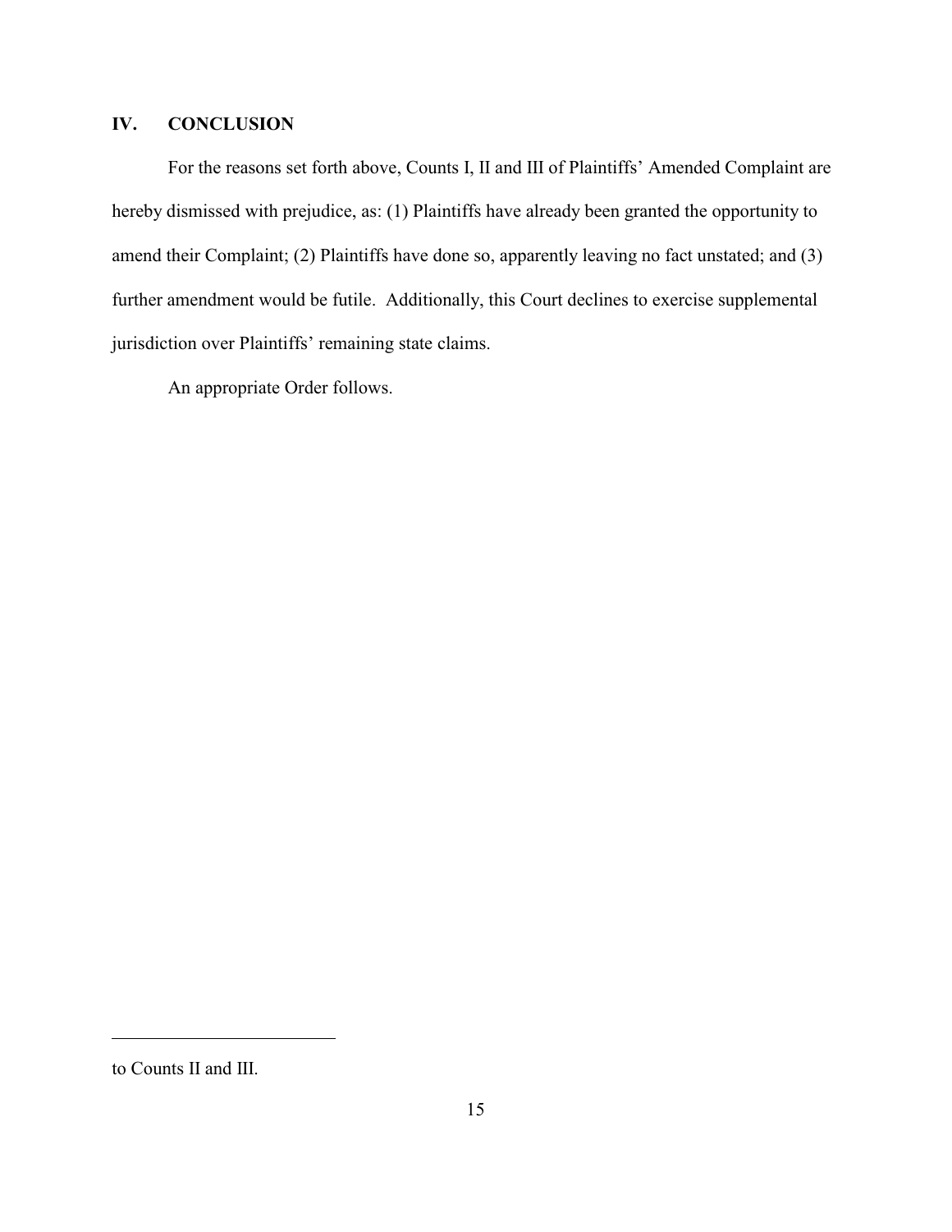## IV. CONCLUSION

For the reasons set forth above, Counts I, II and III of Plaintiffs' Amended Complaint are hereby dismissed with prejudice, as: (1) Plaintiffs have already been granted the opportunity to amend their Complaint; (2) Plaintiffs have done so, apparently leaving no fact unstated; and (3) further amendment would be futile. Additionally, this Court declines to exercise supplemental jurisdiction over Plaintiffs' remaining state claims.

An appropriate Order follows.

---

to Counts II and III.